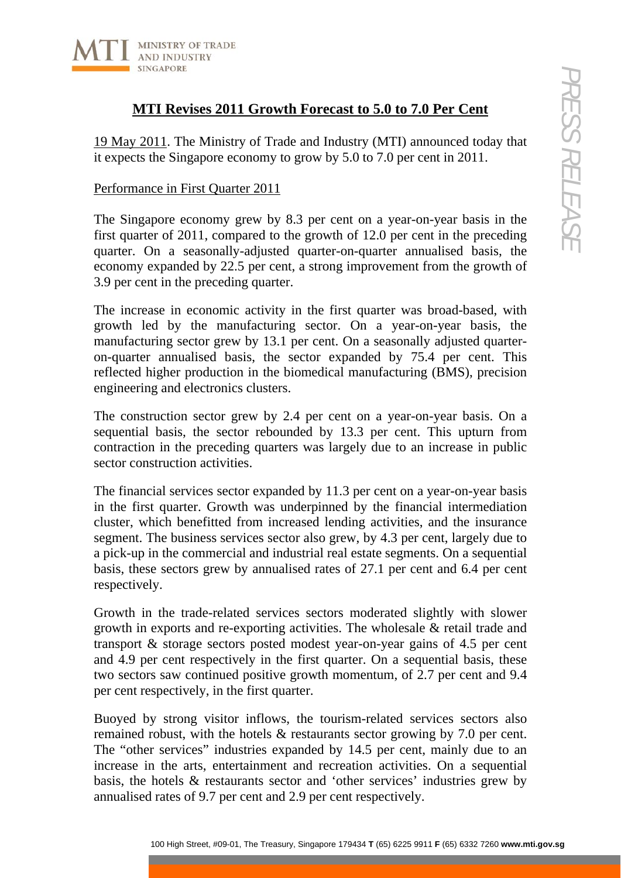# MTI Revises 2011 Growth Forecast to 5.0 to 7.0 Per Cent

19 May 2011. The Ministry of Trade and Industry (MTI) announced today that it expects the Singapore economy to grow by 5.0 to 7.0 per cent in 2011.

## Performance in First Quarter 2011

The Singapore economy grew by 8.3 per cent on a year-on-year basis in the first quarter of 2011, compared to the growth of 12.0 per cent in the preceding quarter. On a seasonally-adjusted quarter-on-quarter annualised basis, the economy expanded by 22.5 per cent, a strong improvement from the growth of 3.9 per cent in the preceding quarter.

The increase in economic activity in the first quarter was broad-based, with growth led by the manufacturing sector. On a year-on-year basis, the manufacturing sector grew by 13.1 per cent. On a seasonally adjusted quarter-on-quarter annualised basis, the sector expanded by 75.4 per cent. This reflected higher production in the biomedical manufacturing (BMS), precision engineering and electronics clusters.

The construction sector grew by 2.4 per cent on a year-on-year basis. On a sequential basis, the sector rebounded by 13.3 per cent. This upturn from contraction in the preceding quarters was largely due to an increase in public sector construction activities.

The financial services sector expanded by 11.3 per cent on a year-on-year basis in the first quarter. Growth was underpinned by the financial intermediation cluster, which benefitted from increased lending activities, and the insurance segment. The business services sector also grew, by 4.3 per cent, largely due to a pick-up in the commercial and industrial real estate segments. On a sequential basis, these sectors grew by annualised rates of 27.1 per cent and 6.4 per cent respectively.

Growth in the trade-related services sectors moderated slightly with slower growth in exports and re-exporting activities. The wholesale & retail trade and transport & storage sectors posted modest year-on-year gains of 4.5 per cent and 4.9 per cent respectively in the first quarter. On a sequential basis, these two sectors saw continued positive growth momentum, of 2.7 per cent and 9.4 per cent respectively, in the first quarter.

Buoyed by strong visitor inflows, the tourism-related services sectors also remained robust, with the hotels & restaurants sector growing by 7.0 per cent. The "other services" industries expanded by 14.5 per cent, mainly due to an increase in the arts, entertainment and recreation activities. On a sequential basis, the hotels & restaurants sector and 'other services' industries grew by annualised rates of 9.7 per cent and 2.9 per cent respectively.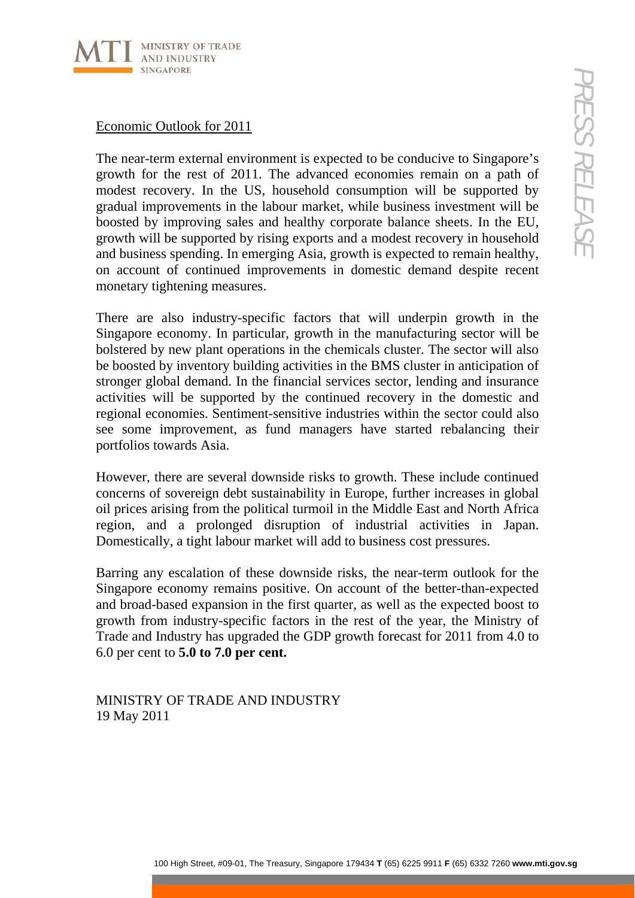## Economic Outlook for 2011

The near-term external environment is expected to be conducive to Singapore's growth for the rest of 2011. The advanced economies remain on a path of modest recovery. In the US, household consumption will be supported by gradual improvements in the labour market, while business investment will be boosted by improving sales and healthy corporate balance sheets. In the EU, growth will be supported by rising exports and a modest recovery in household and business spending. In emerging Asia, growth is expected to remain healthy, on account of continued improvements in domestic demand despite recent monetary tightening measures.

There are also industry-specific factors that will underpin growth in the Singapore economy. In particular, growth in the manufacturing sector will be bolstered by new plant operations in the chemicals cluster. The sector will also be boosted by inventory building activities in the BMS cluster in anticipation of stronger global demand. In the financial services sector, lending and insurance activities will be supported by the continued recovery in the domestic and regional economies. Sentiment-sensitive industries within the sector could also see some improvement, as fund managers have started rebalancing their portfolios towards Asia.

However, there are several downside risks to growth. These include continued concerns of sovereign debt sustainability in Europe, further increases in global oil prices arising from the political turmoil in the Middle East and North Africa region, and a prolonged disruption of industrial activities in Japan. Domestically, a tight labour market will add to business cost pressures.

Barring any escalation of these downside risks, the near-term outlook for the Singapore economy remains positive. On account of the better-than-expected and broad-based expansion in the first quarter, as well as the expected boost to growth from industry-specific factors in the rest of the year, the Ministry of Trade and Industry has upgraded the GDP growth forecast for 2011 from 4.0 to 6.0 per cent to **5.0 to 7.0 per cent.**

MINISTRY OF TRADE AND INDUSTRY
19 May 2011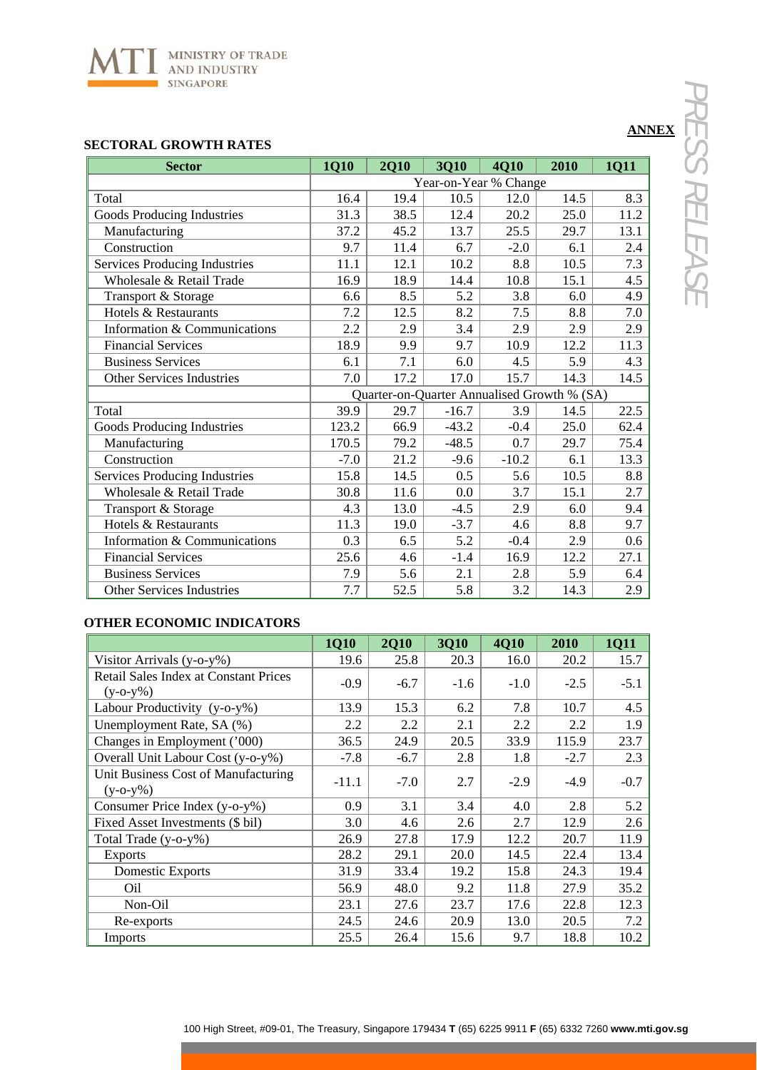**ANNEX**

**SECTORAL GROWTH RATES**

| Sector | 1Q10 | 2Q10 | 3Q10 | 4Q10 | 2010 | 1Q11 |
|---|---|---|---|---|---|---|
| | Year-on-Year % Change | | | | | |
| Total | 16.4 | 19.4 | 10.5 | 12.0 | 14.5 | 8.3 |
| Goods Producing Industries | 31.3 | 38.5 | 12.4 | 20.2 | 25.0 | 11.2 |
| Manufacturing | 37.2 | 45.2 | 13.7 | 25.5 | 29.7 | 13.1 |
| Construction | 9.7 | 11.4 | 6.7 | -2.0 | 6.1 | 2.4 |
| Services Producing Industries | 11.1 | 12.1 | 10.2 | 8.8 | 10.5 | 7.3 |
| Wholesale & Retail Trade | 16.9 | 18.9 | 14.4 | 10.8 | 15.1 | 4.5 |
| Transport & Storage | 6.6 | 8.5 | 5.2 | 3.8 | 6.0 | 4.9 |
| Hotels & Restaurants | 7.2 | 12.5 | 8.2 | 7.5 | 8.8 | 7.0 |
| Information & Communications | 2.2 | 2.9 | 3.4 | 2.9 | 2.9 | 2.9 |
| Financial Services | 18.9 | 9.9 | 9.7 | 10.9 | 12.2 | 11.3 |
| Business Services | 6.1 | 7.1 | 6.0 | 4.5 | 5.9 | 4.3 |
| Other Services Industries | 7.0 | 17.2 | 17.0 | 15.7 | 14.3 | 14.5 |
| | Quarter-on-Quarter Annualised Growth % (SA) | | | | | |
| Total | 39.9 | 29.7 | -16.7 | 3.9 | 14.5 | 22.5 |
| Goods Producing Industries | 123.2 | 66.9 | -43.2 | -0.4 | 25.0 | 62.4 |
| Manufacturing | 170.5 | 79.2 | -48.5 | 0.7 | 29.7 | 75.4 |
| Construction | -7.0 | 21.2 | -9.6 | -10.2 | 6.1 | 13.3 |
| Services Producing Industries | 15.8 | 14.5 | 0.5 | 5.6 | 10.5 | 8.8 |
| Wholesale & Retail Trade | 30.8 | 11.6 | 0.0 | 3.7 | 15.1 | 2.7 |
| Transport & Storage | 4.3 | 13.0 | -4.5 | 2.9 | 6.0 | 9.4 |
| Hotels & Restaurants | 11.3 | 19.0 | -3.7 | 4.6 | 8.8 | 9.7 |
| Information & Communications | 0.3 | 6.5 | 5.2 | -0.4 | 2.9 | 0.6 |
| Financial Services | 25.6 | 4.6 | -1.4 | 16.9 | 12.2 | 27.1 |
| Business Services | 7.9 | 5.6 | 2.1 | 2.8 | 5.9 | 6.4 |
| Other Services Industries | 7.7 | 52.5 | 5.8 | 3.2 | 14.3 | 2.9 |

**OTHER ECONOMIC INDICATORS**

| | 1Q10 | 2Q10 | 3Q10 | 4Q10 | 2010 | 1Q11 |
|---|---|---|---|---|---|---|
| Visitor Arrivals (y-o-y%) | 19.6 | 25.8 | 20.3 | 16.0 | 20.2 | 15.7 |
| Retail Sales Index at Constant Prices (y-o-y%) | -0.9 | -6.7 | -1.6 | -1.0 | -2.5 | -5.1 |
| Labour Productivity (y-o-y%) | 13.9 | 15.3 | 6.2 | 7.8 | 10.7 | 4.5 |
| Unemployment Rate, SA (%) | 2.2 | 2.2 | 2.1 | 2.2 | 2.2 | 1.9 |
| Changes in Employment ('000) | 36.5 | 24.9 | 20.5 | 33.9 | 115.9 | 23.7 |
| Overall Unit Labour Cost (y-o-y%) | -7.8 | -6.7 | 2.8 | 1.8 | -2.7 | 2.3 |
| Unit Business Cost of Manufacturing (y-o-y%) | -11.1 | -7.0 | 2.7 | -2.9 | -4.9 | -0.7 |
| Consumer Price Index (y-o-y%) | 0.9 | 3.1 | 3.4 | 4.0 | 2.8 | 5.2 |
| Fixed Asset Investments ($ bil) | 3.0 | 4.6 | 2.6 | 2.7 | 12.9 | 2.6 |
| Total Trade (y-o-y%) | 26.9 | 27.8 | 17.9 | 12.2 | 20.7 | 11.9 |
| Exports | 28.2 | 29.1 | 20.0 | 14.5 | 22.4 | 13.4 |
| Domestic Exports | 31.9 | 33.4 | 19.2 | 15.8 | 24.3 | 19.4 |
| Oil | 56.9 | 48.0 | 9.2 | 11.8 | 27.9 | 35.2 |
| Non-Oil | 23.1 | 27.6 | 23.7 | 17.6 | 22.8 | 12.3 |
| Re-exports | 24.5 | 24.6 | 20.9 | 13.0 | 20.5 | 7.2 |
| Imports | 25.5 | 26.4 | 15.6 | 9.7 | 18.8 | 10.2 |